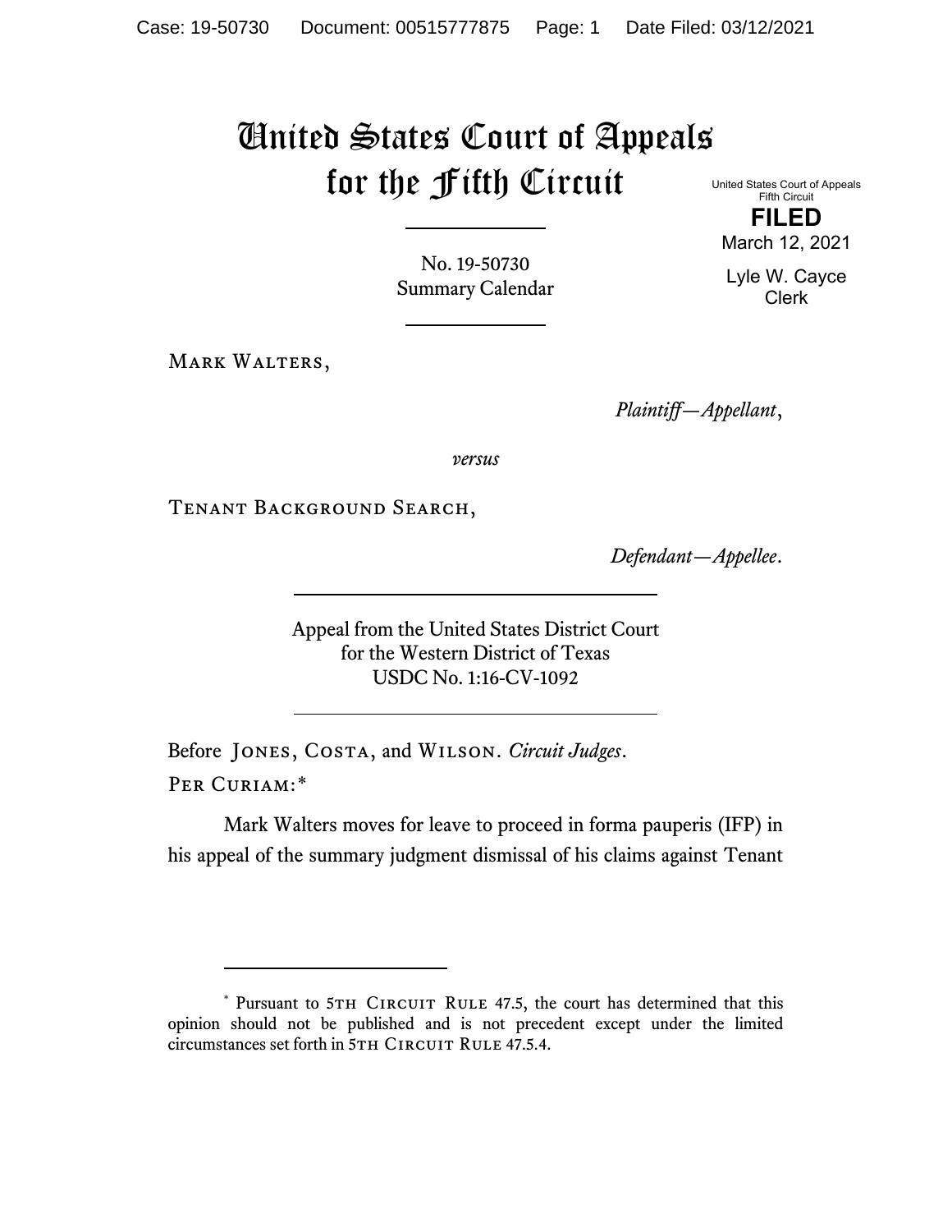# United States Court of Appeals for the Fifth Circuit

United States Court of Appeals
Fifth Circuit

**FILED**

March 12, 2021

Lyle W. Cayce
Clerk

No. 19-50730
Summary Calendar

Mark Walters,

*Plaintiff—Appellant*,

*versus*

Tenant Background Search,

*Defendant—Appellee*.

Appeal from the United States District Court
for the Western District of Texas
USDC No. 1:16-CV-1092

Before Jones, Costa, and Wilson. *Circuit Judges*.

Per Curiam:*

Mark Walters moves for leave to proceed in forma pauperis (IFP) in his appeal of the summary judgment dismissal of his claims against Tenant

* Pursuant to 5th Circuit Rule 47.5, the court has determined that this opinion should not be published and is not precedent except under the limited circumstances set forth in 5th Circuit Rule 47.5.4.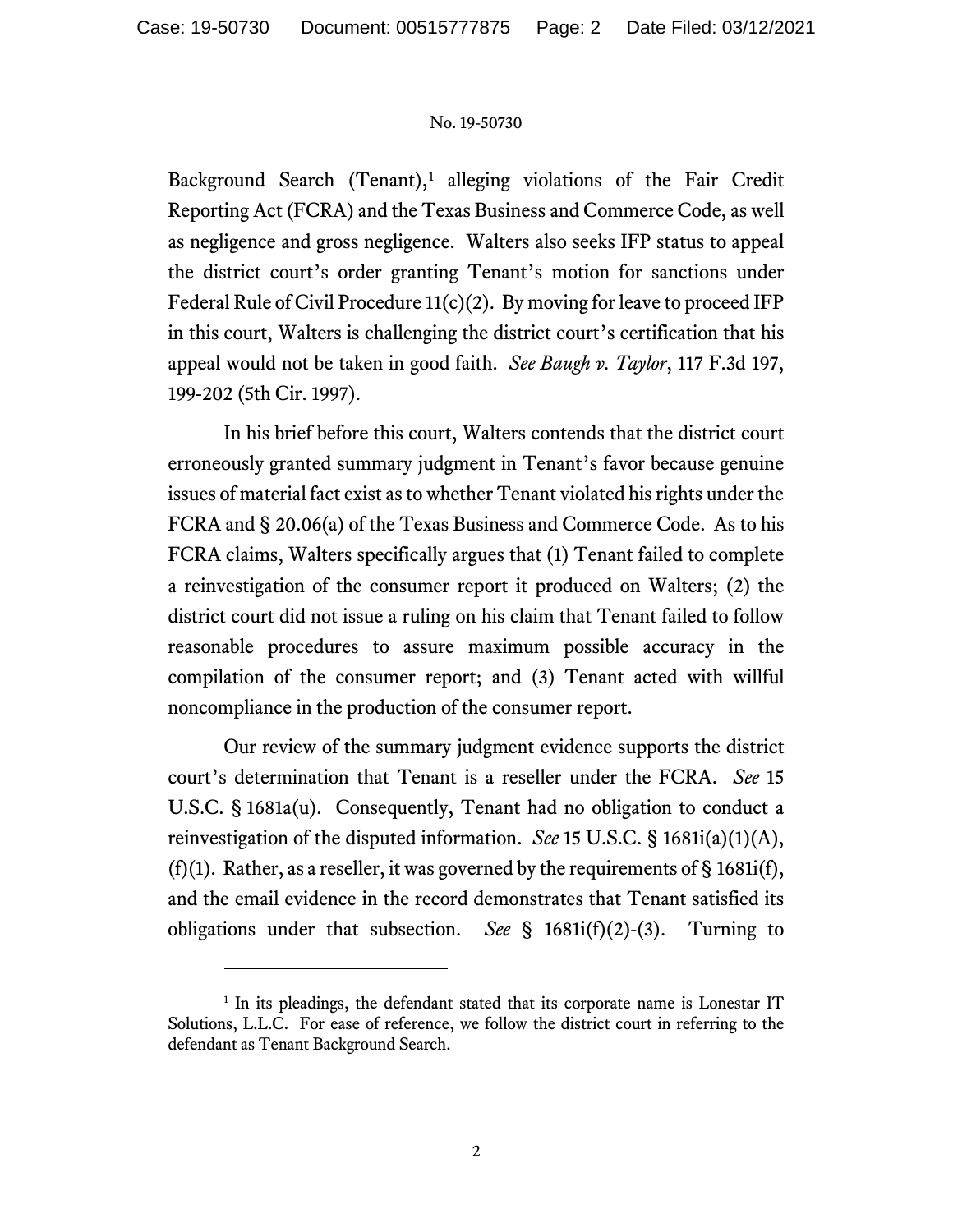Background Search (Tenant),[1] alleging violations of the Fair Credit Reporting Act (FCRA) and the Texas Business and Commerce Code, as well as negligence and gross negligence. Walters also seeks IFP status to appeal the district court's order granting Tenant's motion for sanctions under Federal Rule of Civil Procedure 11(c)(2). By moving for leave to proceed IFP in this court, Walters is challenging the district court's certification that his appeal would not be taken in good faith. *See Baugh v. Taylor*, 117 F.3d 197, 199-202 (5th Cir. 1997).

In his brief before this court, Walters contends that the district court erroneously granted summary judgment in Tenant's favor because genuine issues of material fact exist as to whether Tenant violated his rights under the FCRA and § 20.06(a) of the Texas Business and Commerce Code. As to his FCRA claims, Walters specifically argues that (1) Tenant failed to complete a reinvestigation of the consumer report it produced on Walters; (2) the district court did not issue a ruling on his claim that Tenant failed to follow reasonable procedures to assure maximum possible accuracy in the compilation of the consumer report; and (3) Tenant acted with willful noncompliance in the production of the consumer report.

Our review of the summary judgment evidence supports the district court's determination that Tenant is a reseller under the FCRA. *See* 15 U.S.C. § 1681a(u). Consequently, Tenant had no obligation to conduct a reinvestigation of the disputed information. *See* 15 U.S.C. § 1681i(a)(1)(A), (f)(1). Rather, as a reseller, it was governed by the requirements of § 1681i(f), and the email evidence in the record demonstrates that Tenant satisfied its obligations under that subsection. *See* § 1681i(f)(2)-(3). Turning to

[1] In its pleadings, the defendant stated that its corporate name is Lonestar IT Solutions, L.L.C. For ease of reference, we follow the district court in referring to the defendant as Tenant Background Search.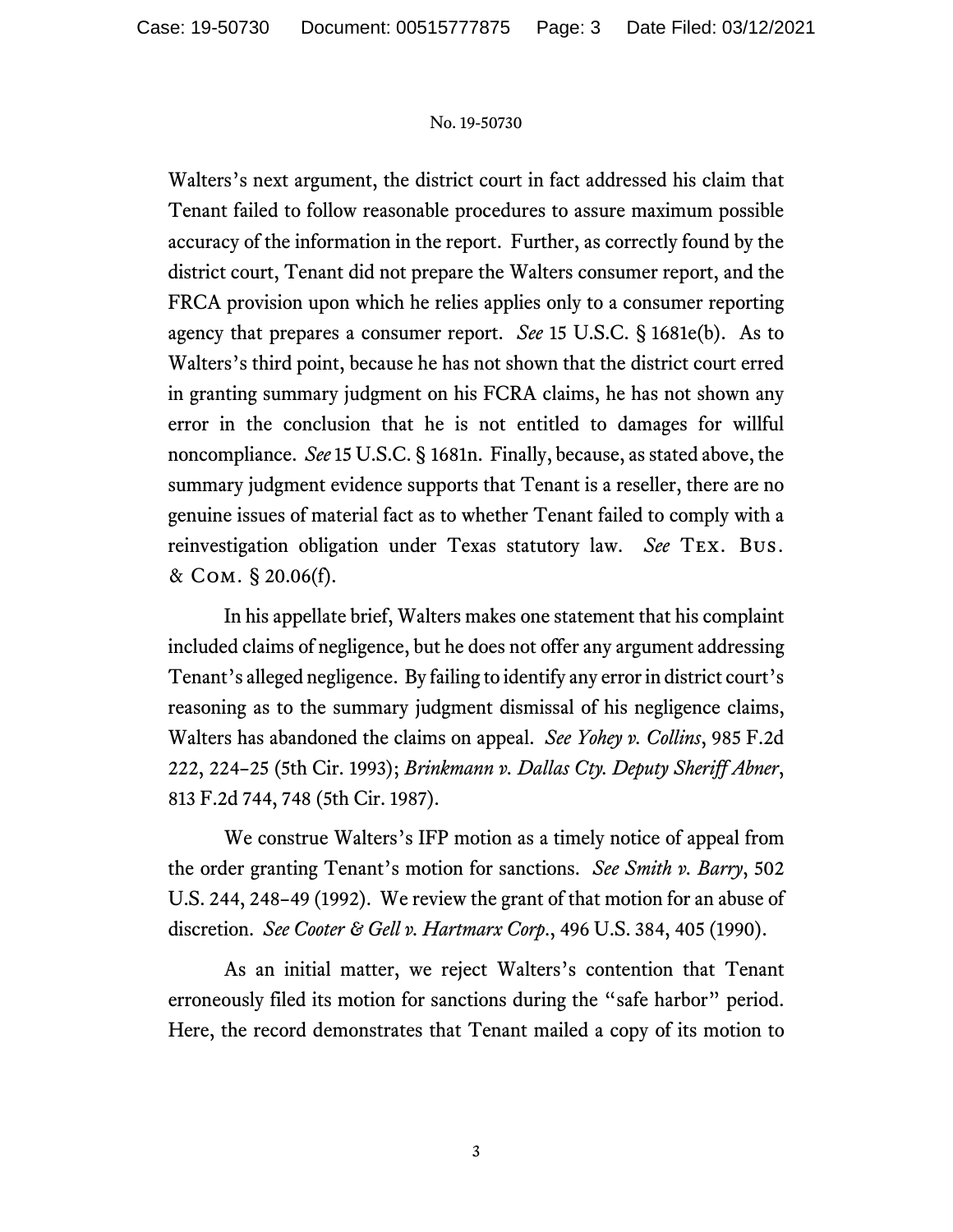Walters's next argument, the district court in fact addressed his claim that Tenant failed to follow reasonable procedures to assure maximum possible accuracy of the information in the report. Further, as correctly found by the district court, Tenant did not prepare the Walters consumer report, and the FRCA provision upon which he relies applies only to a consumer reporting agency that prepares a consumer report. *See* 15 U.S.C. § 1681e(b). As to Walters's third point, because he has not shown that the district court erred in granting summary judgment on his FCRA claims, he has not shown any error in the conclusion that he is not entitled to damages for willful noncompliance. *See* 15 U.S.C. § 1681n. Finally, because, as stated above, the summary judgment evidence supports that Tenant is a reseller, there are no genuine issues of material fact as to whether Tenant failed to comply with a reinvestigation obligation under Texas statutory law. *See* TEX. BUS. & COM. § 20.06(f).

In his appellate brief, Walters makes one statement that his complaint included claims of negligence, but he does not offer any argument addressing Tenant's alleged negligence. By failing to identify any error in district court's reasoning as to the summary judgment dismissal of his negligence claims, Walters has abandoned the claims on appeal. *See Yohey v. Collins*, 985 F.2d 222, 224–25 (5th Cir. 1993); *Brinkmann v. Dallas Cty. Deputy Sheriff Abner*, 813 F.2d 744, 748 (5th Cir. 1987).

We construe Walters's IFP motion as a timely notice of appeal from the order granting Tenant's motion for sanctions. *See Smith v. Barry*, 502 U.S. 244, 248–49 (1992). We review the grant of that motion for an abuse of discretion. *See Cooter & Gell v. Hartmarx Corp.*, 496 U.S. 384, 405 (1990).

As an initial matter, we reject Walters's contention that Tenant erroneously filed its motion for sanctions during the "safe harbor" period. Here, the record demonstrates that Tenant mailed a copy of its motion to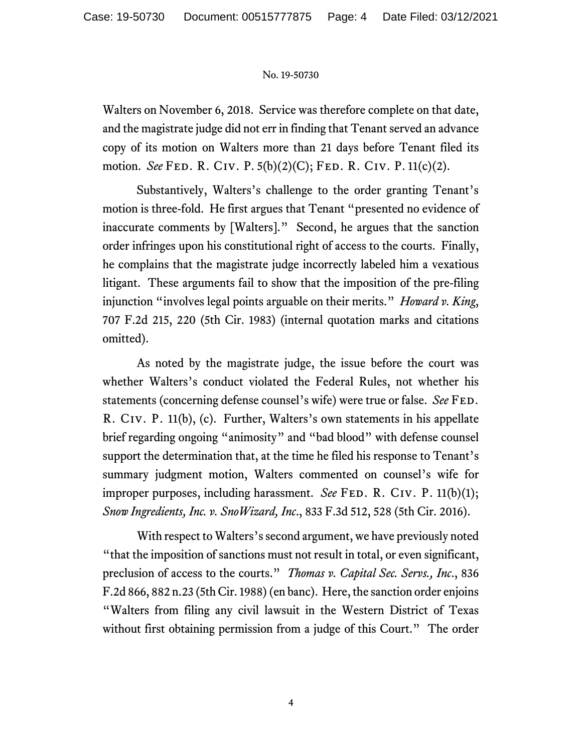Walters on November 6, 2018. Service was therefore complete on that date, and the magistrate judge did not err in finding that Tenant served an advance copy of its motion on Walters more than 21 days before Tenant filed its motion. *See* FED. R. CIV. P. 5(b)(2)(C); FED. R. CIV. P. 11(c)(2).

Substantively, Walters's challenge to the order granting Tenant's motion is three-fold. He first argues that Tenant "presented no evidence of inaccurate comments by [Walters]." Second, he argues that the sanction order infringes upon his constitutional right of access to the courts. Finally, he complains that the magistrate judge incorrectly labeled him a vexatious litigant. These arguments fail to show that the imposition of the pre-filing injunction "involves legal points arguable on their merits." *Howard v. King*, 707 F.2d 215, 220 (5th Cir. 1983) (internal quotation marks and citations omitted).

As noted by the magistrate judge, the issue before the court was whether Walters's conduct violated the Federal Rules, not whether his statements (concerning defense counsel's wife) were true or false. *See* FED. R. CIV. P. 11(b), (c). Further, Walters's own statements in his appellate brief regarding ongoing "animosity" and "bad blood" with defense counsel support the determination that, at the time he filed his response to Tenant's summary judgment motion, Walters commented on counsel's wife for improper purposes, including harassment. *See* FED. R. CIV. P. 11(b)(1); *Snow Ingredients, Inc. v. SnoWizard, Inc.*, 833 F.3d 512, 528 (5th Cir. 2016).

With respect to Walters's second argument, we have previously noted "that the imposition of sanctions must not result in total, or even significant, preclusion of access to the courts." *Thomas v. Capital Sec. Servs., Inc.*, 836 F.2d 866, 882 n.23 (5th Cir. 1988) (en banc). Here, the sanction order enjoins "Walters from filing any civil lawsuit in the Western District of Texas without first obtaining permission from a judge of this Court." The order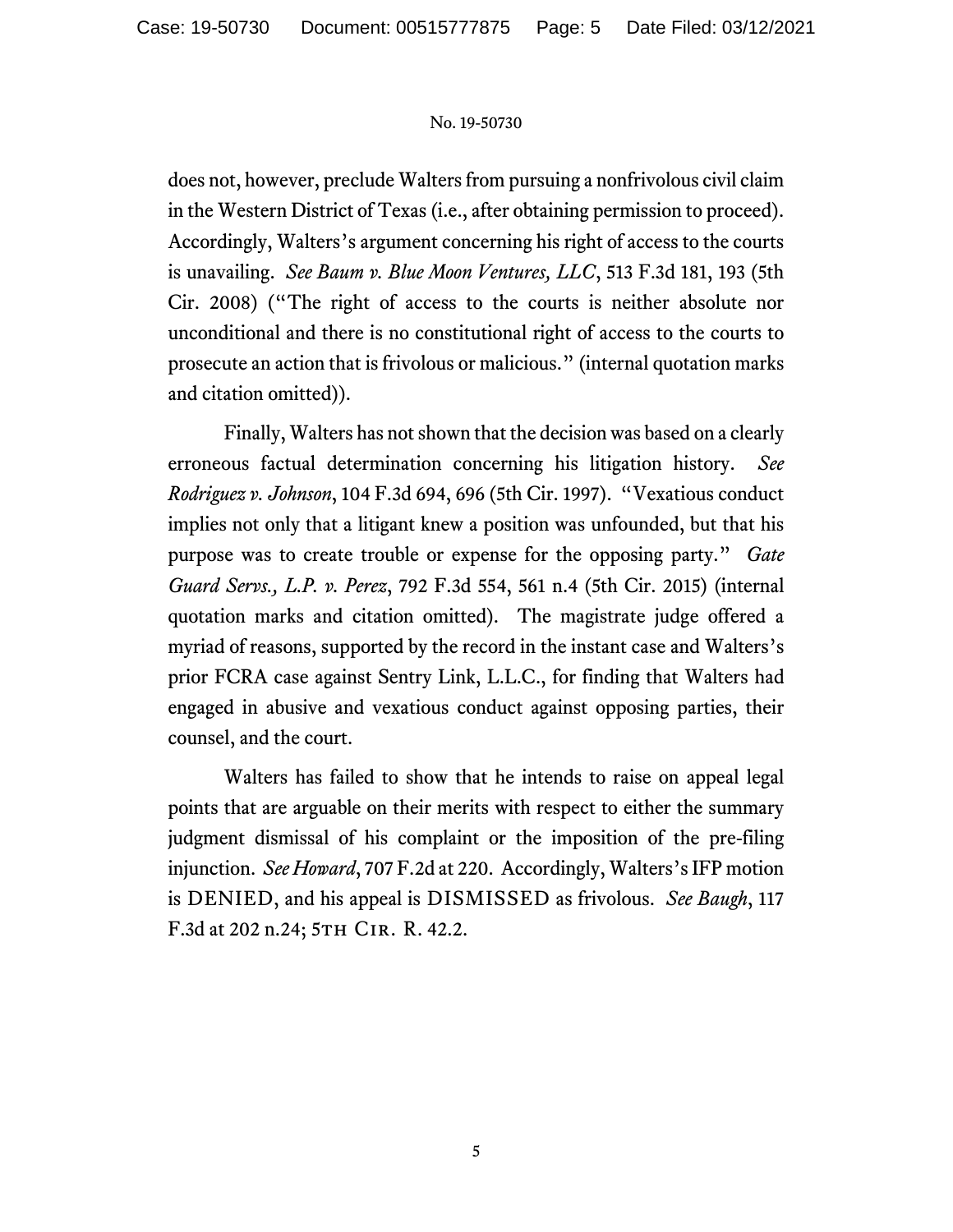does not, however, preclude Walters from pursuing a nonfrivolous civil claim in the Western District of Texas (i.e., after obtaining permission to proceed). Accordingly, Walters's argument concerning his right of access to the courts is unavailing. *See Baum v. Blue Moon Ventures, LLC*, 513 F.3d 181, 193 (5th Cir. 2008) ("The right of access to the courts is neither absolute nor unconditional and there is no constitutional right of access to the courts to prosecute an action that is frivolous or malicious." (internal quotation marks and citation omitted)).

Finally, Walters has not shown that the decision was based on a clearly erroneous factual determination concerning his litigation history. *See Rodriguez v. Johnson*, 104 F.3d 694, 696 (5th Cir. 1997). "Vexatious conduct implies not only that a litigant knew a position was unfounded, but that his purpose was to create trouble or expense for the opposing party." *Gate Guard Servs., L.P. v. Perez*, 792 F.3d 554, 561 n.4 (5th Cir. 2015) (internal quotation marks and citation omitted). The magistrate judge offered a myriad of reasons, supported by the record in the instant case and Walters's prior FCRA case against Sentry Link, L.L.C., for finding that Walters had engaged in abusive and vexatious conduct against opposing parties, their counsel, and the court.

Walters has failed to show that he intends to raise on appeal legal points that are arguable on their merits with respect to either the summary judgment dismissal of his complaint or the imposition of the pre-filing injunction. *See Howard*, 707 F.2d at 220. Accordingly, Walters's IFP motion is DENIED, and his appeal is DISMISSED as frivolous. *See Baugh*, 117 F.3d at 202 n.24; 5TH CIR. R. 42.2.